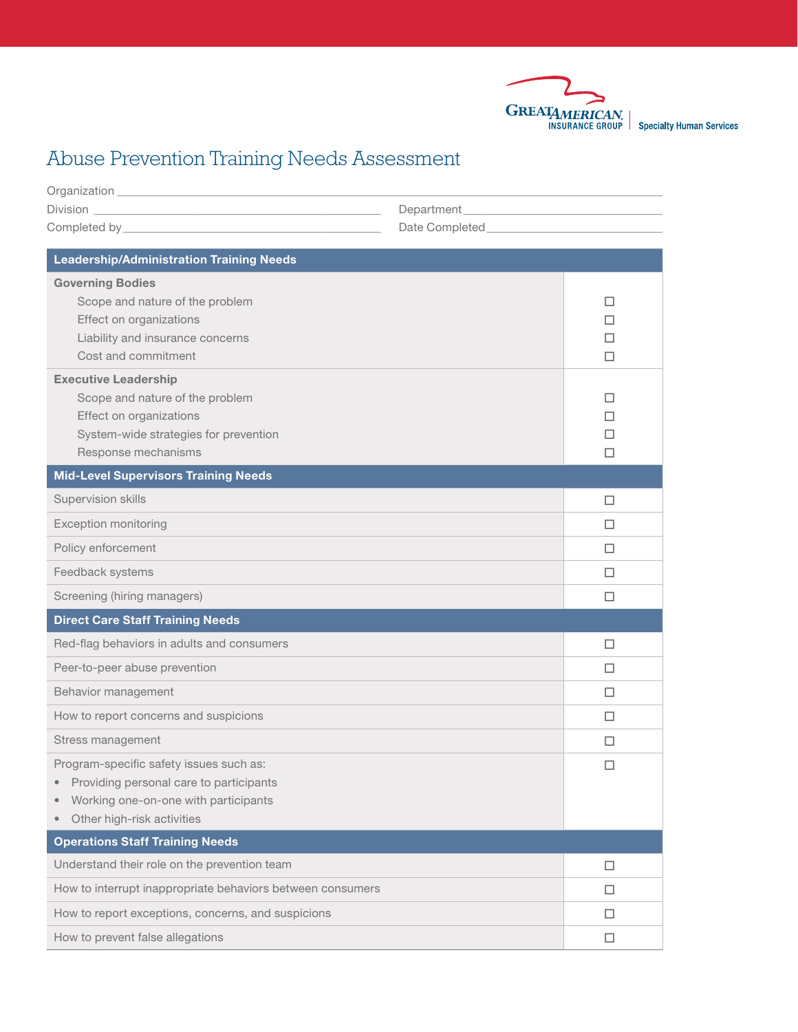Great American Insurance Group | Specialty Human Services

# Abuse Prevention Training Needs Assessment

Organization ______________________________________________

Division ____________________________ Department ____________________________

Completed by ____________________________ Date Completed ____________________________

| Leadership/Administration Training Needs | |
|---|---|
| **Governing Bodies** | |
| Scope and nature of the problem | ☐ |
| Effect on organizations | ☐ |
| Liability and insurance concerns | ☐ |
| Cost and commitment | ☐ |
| **Executive Leadership** | |
| Scope and nature of the problem | ☐ |
| Effect on organizations | ☐ |
| System-wide strategies for prevention | ☐ |
| Response mechanisms | ☐ |

| Mid-Level Supervisors Training Needs | |
|---|---|
| Supervision skills | ☐ |
| Exception monitoring | ☐ |
| Policy enforcement | ☐ |
| Feedback systems | ☐ |
| Screening (hiring managers) | ☐ |

| Direct Care Staff Training Needs | |
|---|---|
| Red-flag behaviors in adults and consumers | ☐ |
| Peer-to-peer abuse prevention | ☐ |
| Behavior management | ☐ |
| How to report concerns and suspicions | ☐ |
| Stress management | ☐ |
| Program-specific safety issues such as:<br>• Providing personal care to participants<br>• Working one-on-one with participants<br>• Other high-risk activities | ☐ |

| Operations Staff Training Needs | |
|---|---|
| Understand their role on the prevention team | ☐ |
| How to interrupt inappropriate behaviors between consumers | ☐ |
| How to report exceptions, concerns, and suspicions | ☐ |
| How to prevent false allegations | ☐ |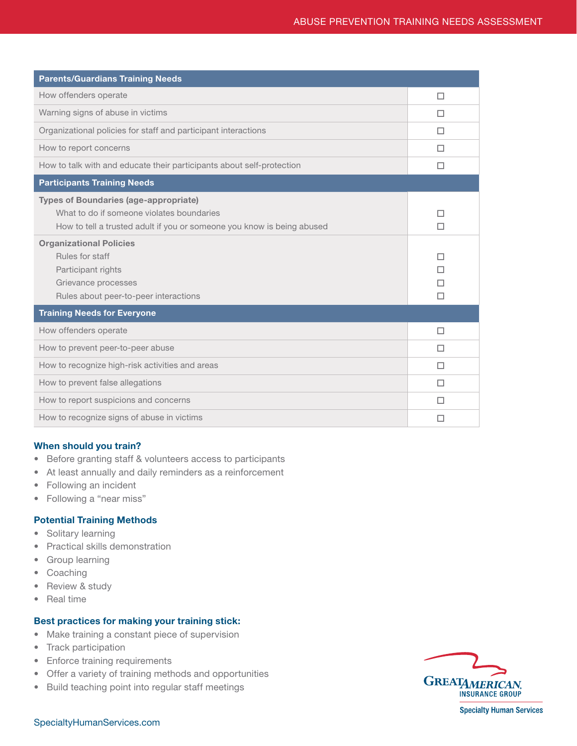| Parents/Guardians Training Needs | |
|---|---|
| How offenders operate | ☐ |
| Warning signs of abuse in victims | ☐ |
| Organizational policies for staff and participant interactions | ☐ |
| How to report concerns | ☐ |
| How to talk with and educate their participants about self-protection | ☐ |
| **Participants Training Needs** | |
| **Types of Boundaries (age-appropriate)** | |
| What to do if someone violates boundaries | ☐ |
| How to tell a trusted adult if you or someone you know is being abused | ☐ |
| **Organizational Policies** | |
| Rules for staff | ☐ |
| Participant rights | ☐ |
| Grievance processes | ☐ |
| Rules about peer-to-peer interactions | ☐ |
| **Training Needs for Everyone** | |
| How offenders operate | ☐ |
| How to prevent peer-to-peer abuse | ☐ |
| How to recognize high-risk activities and areas | ☐ |
| How to prevent false allegations | ☐ |
| How to report suspicions and concerns | ☐ |
| How to recognize signs of abuse in victims | ☐ |

### When should you train?

- Before granting staff & volunteers access to participants
- At least annually and daily reminders as a reinforcement
- Following an incident
- Following a "near miss"

### Potential Training Methods

- Solitary learning
- Practical skills demonstration
- Group learning
- Coaching
- Review & study
- Real time

### Best practices for making your training stick:

- Make training a constant piece of supervision
- Track participation
- Enforce training requirements
- Offer a variety of training methods and opportunities
- Build teaching point into regular staff meetings

GREAT AMERICAN INSURANCE GROUP

Specialty Human Services

SpecialtyHumanServices.com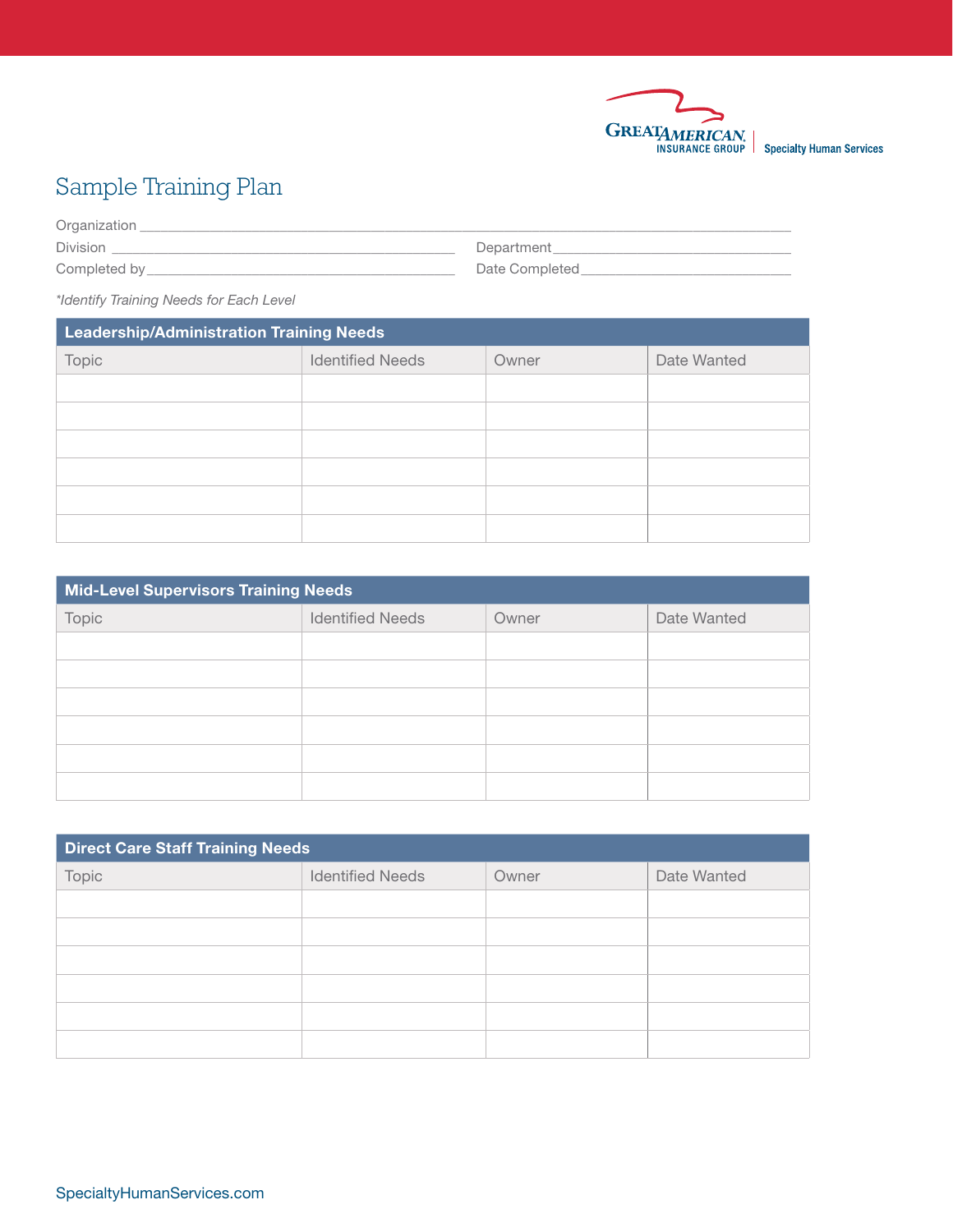# Sample Training Plan

Organization ___________________________________________

Division ______________________ Department ______________________

Completed by ______________________ Date Completed ______________________

*\*Identify Training Needs for Each Level*

| Leadership/Administration Training Needs | | | |
|---|---|---|---|
| Topic | Identified Needs | Owner | Date Wanted |
| | | | |
| | | | |
| | | | |
| | | | |
| | | | |
| | | | |

| Mid-Level Supervisors Training Needs | | | |
|---|---|---|---|
| Topic | Identified Needs | Owner | Date Wanted |
| | | | |
| | | | |
| | | | |
| | | | |
| | | | |
| | | | |

| Direct Care Staff Training Needs | | | |
|---|---|---|---|
| Topic | Identified Needs | Owner | Date Wanted |
| | | | |
| | | | |
| | | | |
| | | | |
| | | | |
| | | | |

SpecialtyHumanServices.com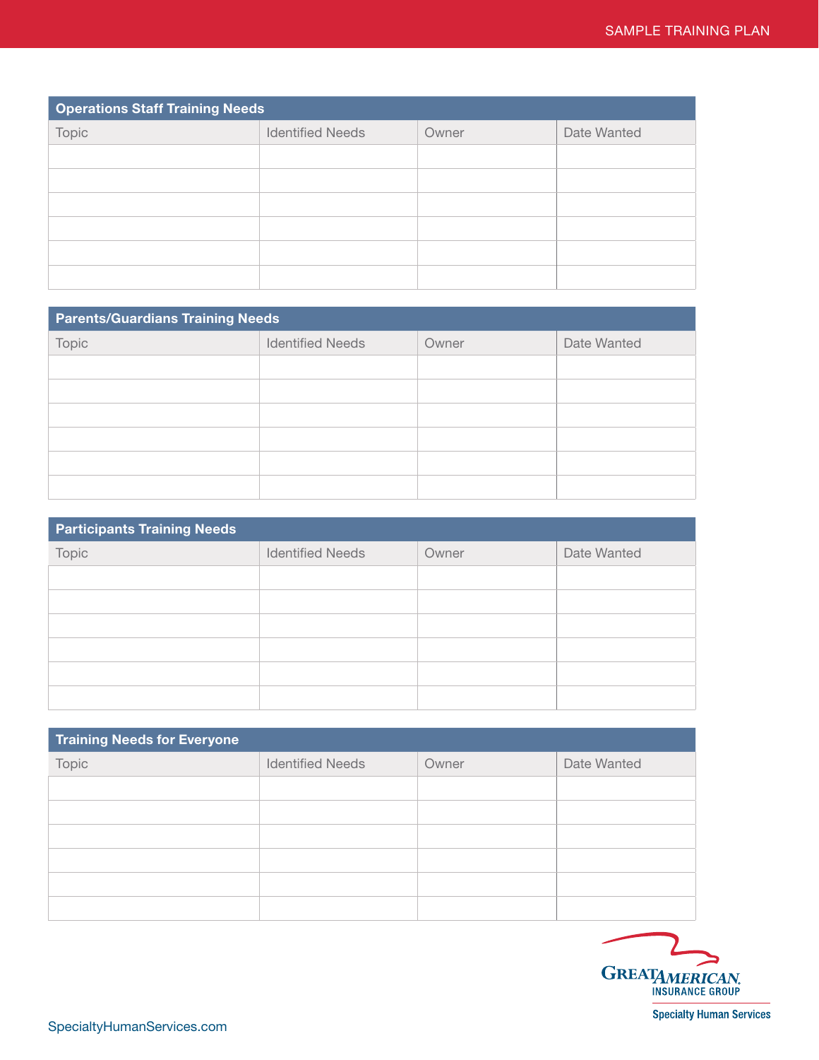## Operations Staff Training Needs

| Topic | Identified Needs | Owner | Date Wanted |
| --- | --- | --- | --- |
| | | | |
| | | | |
| | | | |
| | | | |
| | | | |
| | | | |

## Parents/Guardians Training Needs

| Topic | Identified Needs | Owner | Date Wanted |
| --- | --- | --- | --- |
| | | | |
| | | | |
| | | | |
| | | | |
| | | | |
| | | | |

## Participants Training Needs

| Topic | Identified Needs | Owner | Date Wanted |
| --- | --- | --- | --- |
| | | | |
| | | | |
| | | | |
| | | | |
| | | | |
| | | | |

## Training Needs for Everyone

| Topic | Identified Needs | Owner | Date Wanted |
| --- | --- | --- | --- |
| | | | |
| | | | |
| | | | |
| | | | |
| | | | |
| | | | |

GREAT AMERICAN INSURANCE GROUP
Specialty Human Services

SpecialtyHumanServices.com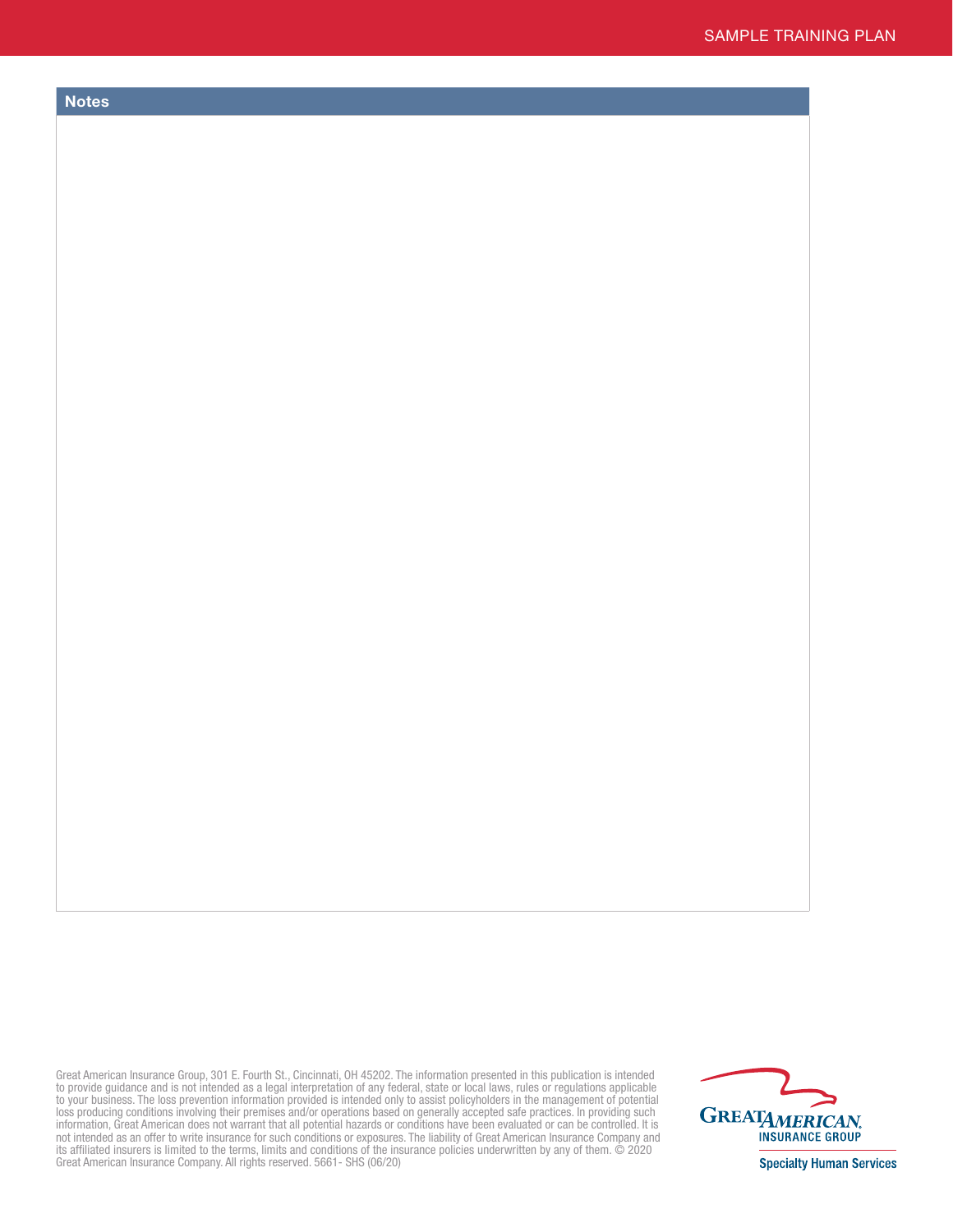## Notes

Great American Insurance Group, 301 E. Fourth St., Cincinnati, OH 45202. The information presented in this publication is intended to provide guidance and is not intended as a legal interpretation of any federal, state or local laws, rules or regulations applicable to your business. The loss prevention information provided is intended only to assist policyholders in the management of potential loss producing conditions involving their premises and/or operations based on generally accepted safe practices. In providing such information, Great American does not warrant that all potential hazards or conditions have been evaluated or can be controlled. It is not intended as an offer to write insurance for such conditions or exposures. The liability of Great American Insurance Company and its affiliated insurers is limited to the terms, limits and conditions of the insurance policies underwritten by any of them. © 2020 Great American Insurance Company. All rights reserved. 5661- SHS (06/20)

GREAT AMERICAN. INSURANCE GROUP

Specialty Human Services